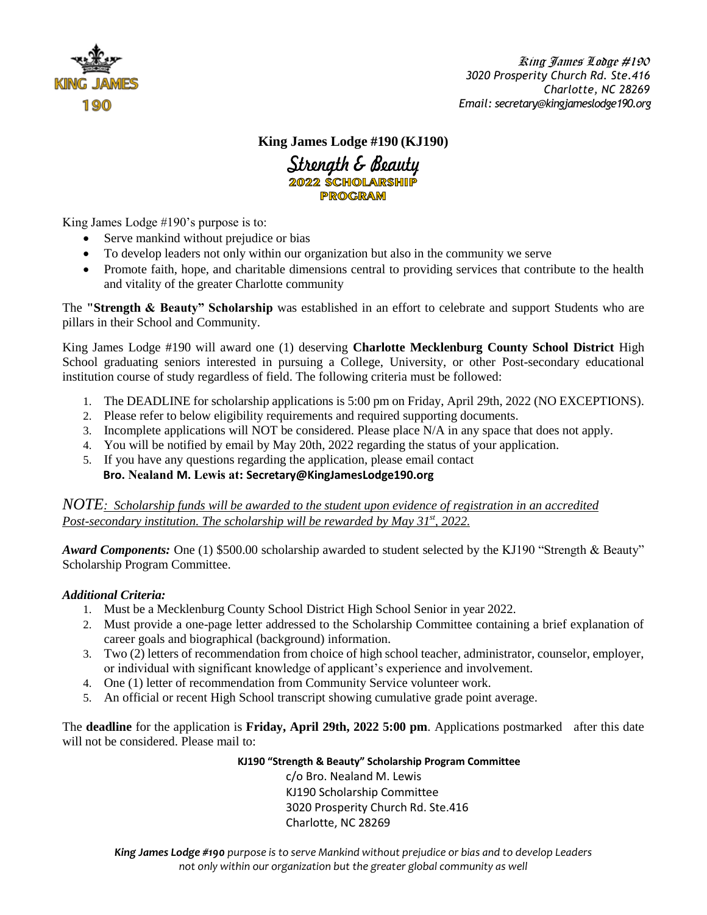KING JAMES 190

King James Lodge #190
3020 Prosperity Church Rd. Ste.416
Charlotte, NC 28269
Email: secretary@kingjameslodge190.org

# King James Lodge #190 (KJ190)

## Strength & Beauty
## 2022 SCHOLARSHIP PROGRAM

King James Lodge #190's purpose is to:

- Serve mankind without prejudice or bias
- To develop leaders not only within our organization but also in the community we serve
- Promote faith, hope, and charitable dimensions central to providing services that contribute to the health and vitality of the greater Charlotte community

The **"Strength & Beauty" Scholarship** was established in an effort to celebrate and support Students who are pillars in their School and Community.

King James Lodge #190 will award one (1) deserving **Charlotte Mecklenburg County School District** High School graduating seniors interested in pursuing a College, University, or other Post-secondary educational institution course of study regardless of field. The following criteria must be followed:

1. The DEADLINE for scholarship applications is 5:00 pm on Friday, April 29th, 2022 (NO EXCEPTIONS).
2. Please refer to below eligibility requirements and required supporting documents.
3. Incomplete applications will NOT be considered. Please place N/A in any space that does not apply.
4. You will be notified by email by May 20th, 2022 regarding the status of your application.
5. If you have any questions regarding the application, please email contact
   **Bro. Nealand M. Lewis at: Secretary@KingJamesLodge190.org**

*NOTE: Scholarship funds will be awarded to the student upon evidence of registration in an accredited Post-secondary institution. The scholarship will be rewarded by May 31st, 2022.*

***Award Components:*** One (1) $500.00 scholarship awarded to student selected by the KJ190 "Strength & Beauty" Scholarship Program Committee.

***Additional Criteria:***

1. Must be a Mecklenburg County School District High School Senior in year 2022.
2. Must provide a one-page letter addressed to the Scholarship Committee containing a brief explanation of career goals and biographical (background) information.
3. Two (2) letters of recommendation from choice of high school teacher, administrator, counselor, employer, or individual with significant knowledge of applicant's experience and involvement.
4. One (1) letter of recommendation from Community Service volunteer work.
5. An official or recent High School transcript showing cumulative grade point average.

The **deadline** for the application is **Friday, April 29th, 2022 5:00 pm**. Applications postmarked after this date will not be considered. Please mail to:

**KJ190 "Strength & Beauty" Scholarship Program Committee**
c/o Bro. Nealand M. Lewis
KJ190 Scholarship Committee
3020 Prosperity Church Rd. Ste.416
Charlotte, NC 28269

***King James Lodge #190*** *purpose is to serve Mankind without prejudice or bias and to develop Leaders not only within our organization but the greater global community as well*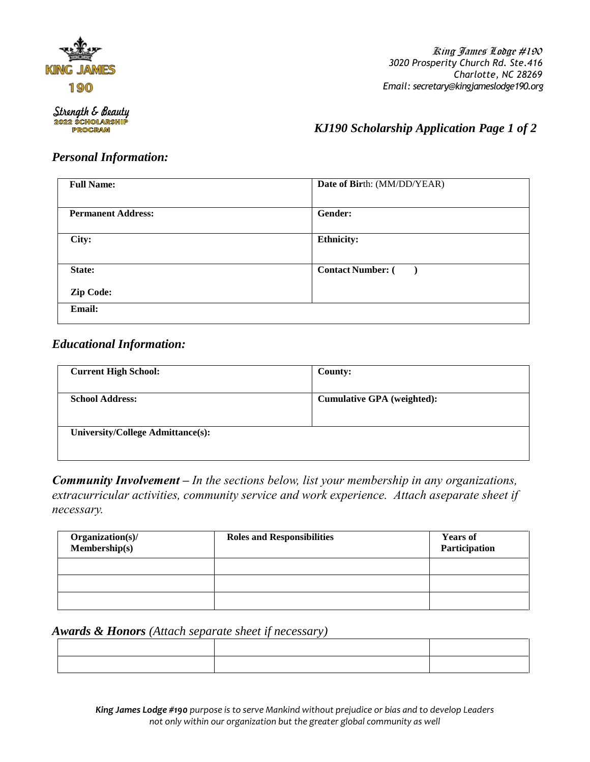KING JAMES 190

Strength & Beauty
2022 SCHOLARSHIP PROGRAM

*King James Lodge #190*
*3020 Prosperity Church Rd. Ste.416*
*Charlotte, NC 28269*
*Email: secretary@kingjameslodge190.org*

## *KJ190 Scholarship Application Page 1 of 2*

### *Personal Information:*

| | |
|---|---|
| **Full Name:** | **Date of Bir**th: (MM/DD/YEAR) |
| **Permanent Address:** | **Gender:** |
| **City:** | **Ethnicity:** |
| **State:**<br>**Zip Code:** | **Contact Number: (     )** |
| **Email:** | |

### *Educational Information:*

| | |
|---|---|
| **Current High School:** | **County:** |
| **School Address:** | **Cumulative GPA (weighted):** |
| **University/College Admittance(s):** | |

***Community Involvement** – In the sections below, list your membership in any organizations, extracurricular activities, community service and work experience. Attach aseparate sheet if necessary.*

| Organization(s)/ Membership(s) | Roles and Responsibilities | Years of Participation |
|---|---|---|
| | | |
| | | |
| | | |

***Awards & Honors** (Attach separate sheet if necessary)*

| | | |
|---|---|---|
| | | |
| | | |

*__King James Lodge #190__ purpose is to serve Mankind without prejudice or bias and to develop Leaders not only within our organization but the greater global community as well*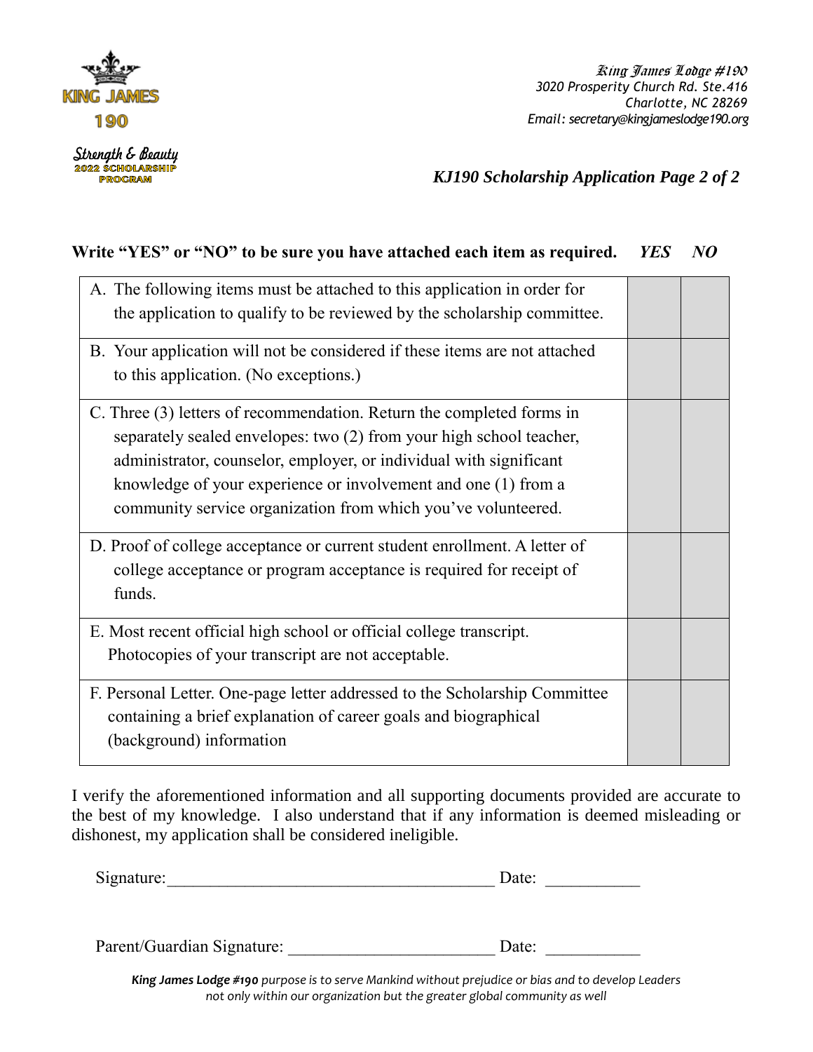King James 190

Strength & Beauty
2022 SCHOLARSHIP PROGRAM

*King James Lodge #190*
*3020 Prosperity Church Rd. Ste.416*
*Charlotte, NC 28269*
*Email: secretary@kingjameslodge190.org*

***KJ190 Scholarship Application Page 2 of 2***

**Write "YES" or "NO" to be sure you have attached each item as required.**

| | *YES* | *NO* |
|---|---|---|
| A. The following items must be attached to this application in order for the application to qualify to be reviewed by the scholarship committee. | | |
| B. Your application will not be considered if these items are not attached to this application. (No exceptions.) | | |
| C. Three (3) letters of recommendation. Return the completed forms in separately sealed envelopes: two (2) from your high school teacher, administrator, counselor, employer, or individual with significant knowledge of your experience or involvement and one (1) from a community service organization from which you've volunteered. | | |
| D. Proof of college acceptance or current student enrollment. A letter of college acceptance or program acceptance is required for receipt of funds. | | |
| E. Most recent official high school or official college transcript. Photocopies of your transcript are not acceptable. | | |
| F. Personal Letter. One-page letter addressed to the Scholarship Committee containing a brief explanation of career goals and biographical (background) information | | |

I verify the aforementioned information and all supporting documents provided are accurate to the best of my knowledge. I also understand that if any information is deemed misleading or dishonest, my application shall be considered ineligible.

Signature:_______________________________________ Date: ___________

Parent/Guardian Signature: ________________________ Date: ___________

***King James Lodge #190** purpose is to serve Mankind without prejudice or bias and to develop Leaders not only within our organization but the greater global community as well*